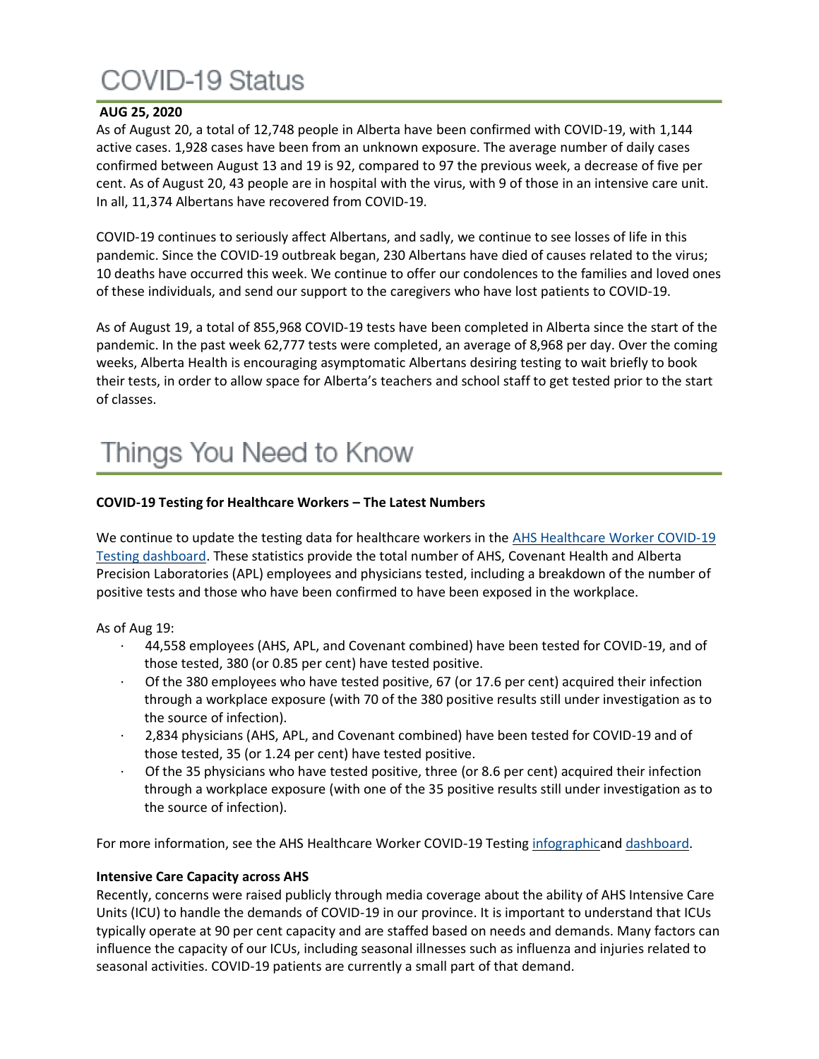# COVID-19 Status

**AUG 25, 2020**

As of August 20, a total of 12,748 people in Alberta have been confirmed with COVID-19, with 1,144 active cases. 1,928 cases have been from an unknown exposure. The average number of daily cases confirmed between August 13 and 19 is 92, compared to 97 the previous week, a decrease of five per cent. As of August 20, 43 people are in hospital with the virus, with 9 of those in an intensive care unit. In all, 11,374 Albertans have recovered from COVID-19.

COVID-19 continues to seriously affect Albertans, and sadly, we continue to see losses of life in this pandemic. Since the COVID-19 outbreak began, 230 Albertans have died of causes related to the virus; 10 deaths have occurred this week. We continue to offer our condolences to the families and loved ones of these individuals, and send our support to the caregivers who have lost patients to COVID-19.

As of August 19, a total of 855,968 COVID-19 tests have been completed in Alberta since the start of the pandemic. In the past week 62,777 tests were completed, an average of 8,968 per day. Over the coming weeks, Alberta Health is encouraging asymptomatic Albertans desiring testing to wait briefly to book their tests, in order to allow space for Alberta's teachers and school staff to get tested prior to the start of classes.

# Things You Need to Know

**COVID-19 Testing for Healthcare Workers – The Latest Numbers**

We continue to update the testing data for healthcare workers in the AHS Healthcare Worker COVID-19 Testing dashboard. These statistics provide the total number of AHS, Covenant Health and Alberta Precision Laboratories (APL) employees and physicians tested, including a breakdown of the number of positive tests and those who have been confirmed to have been exposed in the workplace.

As of Aug 19:

- 44,558 employees (AHS, APL, and Covenant combined) have been tested for COVID-19, and of those tested, 380 (or 0.85 per cent) have tested positive.
- Of the 380 employees who have tested positive, 67 (or 17.6 per cent) acquired their infection through a workplace exposure (with 70 of the 380 positive results still under investigation as to the source of infection).
- 2,834 physicians (AHS, APL, and Covenant combined) have been tested for COVID-19 and of those tested, 35 (or 1.24 per cent) have tested positive.
- Of the 35 physicians who have tested positive, three (or 8.6 per cent) acquired their infection through a workplace exposure (with one of the 35 positive results still under investigation as to the source of infection).

For more information, see the AHS Healthcare Worker COVID-19 Testing infographicand dashboard.

**Intensive Care Capacity across AHS**

Recently, concerns were raised publicly through media coverage about the ability of AHS Intensive Care Units (ICU) to handle the demands of COVID-19 in our province. It is important to understand that ICUs typically operate at 90 per cent capacity and are staffed based on needs and demands. Many factors can influence the capacity of our ICUs, including seasonal illnesses such as influenza and injuries related to seasonal activities. COVID-19 patients are currently a small part of that demand.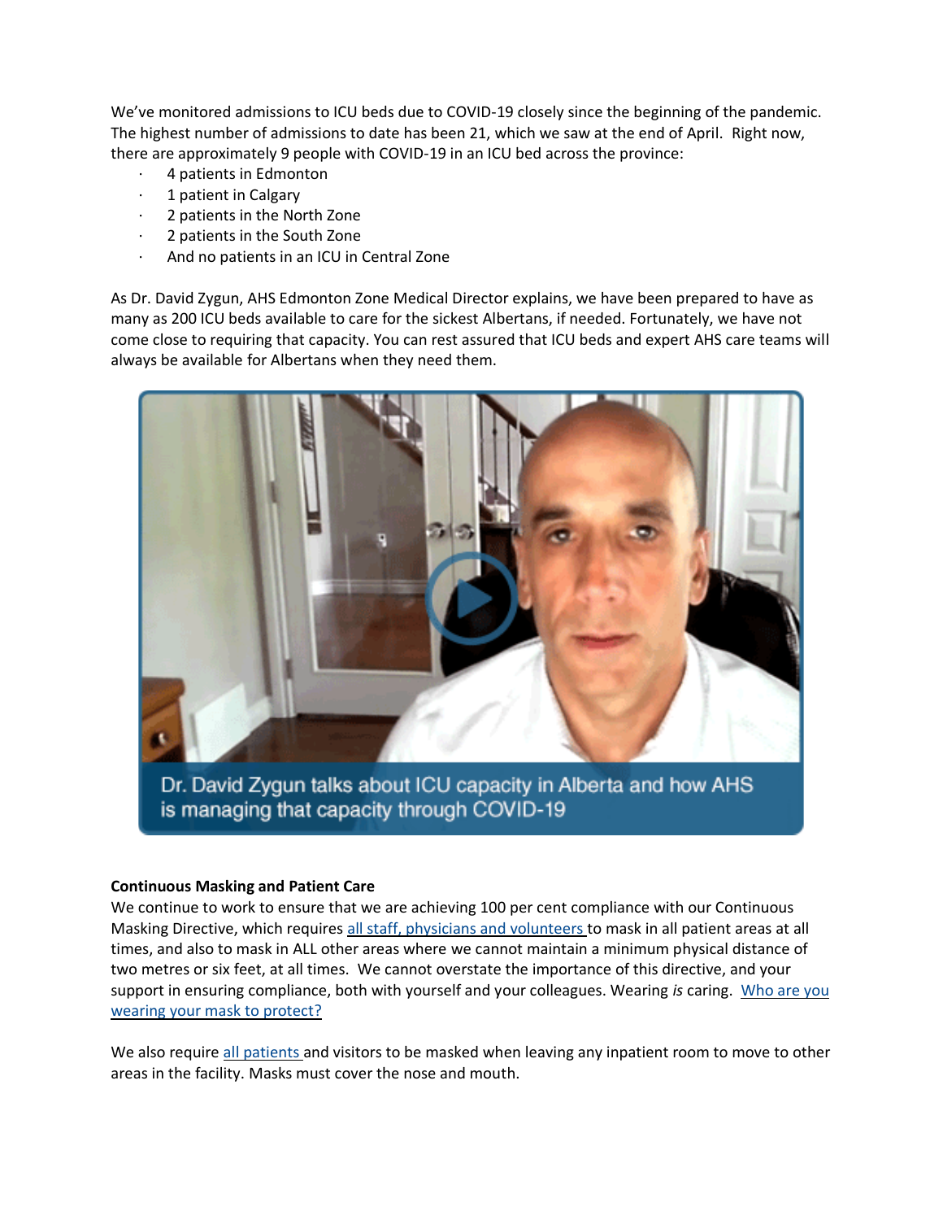We've monitored admissions to ICU beds due to COVID-19 closely since the beginning of the pandemic. The highest number of admissions to date has been 21, which we saw at the end of April. Right now, there are approximately 9 people with COVID-19 in an ICU bed across the province:

- 4 patients in Edmonton
- 1 patient in Calgary
- 2 patients in the North Zone
- 2 patients in the South Zone
- And no patients in an ICU in Central Zone

As Dr. David Zygun, AHS Edmonton Zone Medical Director explains, we have been prepared to have as many as 200 ICU beds available to care for the sickest Albertans, if needed. Fortunately, we have not come close to requiring that capacity. You can rest assured that ICU beds and expert AHS care teams will always be available for Albertans when they need them.

Dr. David Zygun talks about ICU capacity in Alberta and how AHS is managing that capacity through COVID-19

**Continuous Masking and Patient Care**

We continue to work to ensure that we are achieving 100 per cent compliance with our Continuous Masking Directive, which requires all staff, physicians and volunteers to mask in all patient areas at all times, and also to mask in ALL other areas where we cannot maintain a minimum physical distance of two metres or six feet, at all times. We cannot overstate the importance of this directive, and your support in ensuring compliance, both with yourself and your colleagues. Wearing *is* caring. Who are you wearing your mask to protect?

We also require all patients and visitors to be masked when leaving any inpatient room to move to other areas in the facility. Masks must cover the nose and mouth.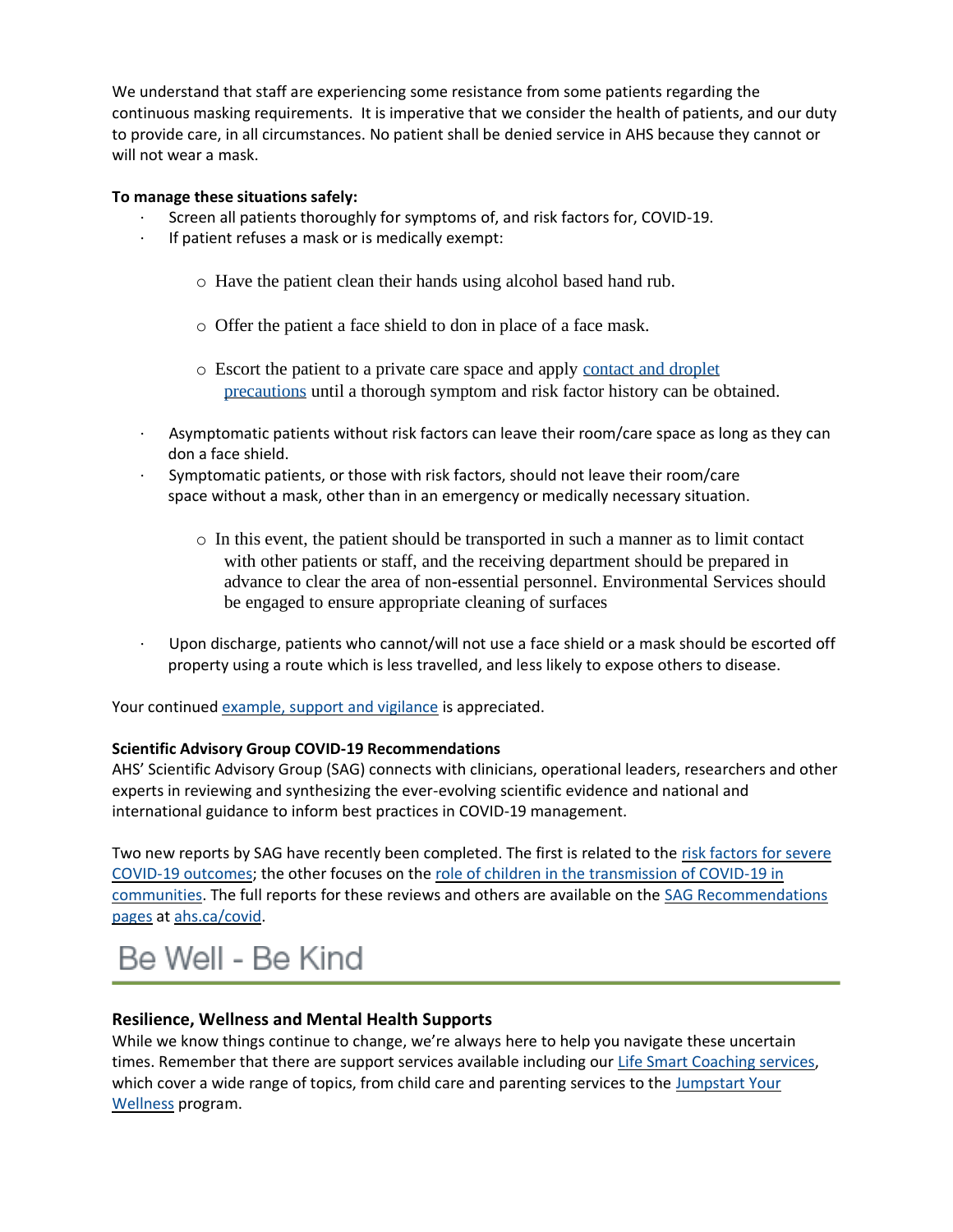We understand that staff are experiencing some resistance from some patients regarding the continuous masking requirements. It is imperative that we consider the health of patients, and our duty to provide care, in all circumstances. No patient shall be denied service in AHS because they cannot or will not wear a mask.

**To manage these situations safely:**

- Screen all patients thoroughly for symptoms of, and risk factors for, COVID-19.
- If patient refuses a mask or is medically exempt:
  - Have the patient clean their hands using alcohol based hand rub.
  - Offer the patient a face shield to don in place of a face mask.
  - Escort the patient to a private care space and apply contact and droplet precautions until a thorough symptom and risk factor history can be obtained.
- Asymptomatic patients without risk factors can leave their room/care space as long as they can don a face shield.
- Symptomatic patients, or those with risk factors, should not leave their room/care space without a mask, other than in an emergency or medically necessary situation.
  - In this event, the patient should be transported in such a manner as to limit contact with other patients or staff, and the receiving department should be prepared in advance to clear the area of non-essential personnel. Environmental Services should be engaged to ensure appropriate cleaning of surfaces
- Upon discharge, patients who cannot/will not use a face shield or a mask should be escorted off property using a route which is less travelled, and less likely to expose others to disease.

Your continued example, support and vigilance is appreciated.

**Scientific Advisory Group COVID-19 Recommendations**

AHS' Scientific Advisory Group (SAG) connects with clinicians, operational leaders, researchers and other experts in reviewing and synthesizing the ever-evolving scientific evidence and national and international guidance to inform best practices in COVID-19 management.

Two new reports by SAG have recently been completed. The first is related to the risk factors for severe COVID-19 outcomes; the other focuses on the role of children in the transmission of COVID-19 in communities. The full reports for these reviews and others are available on the SAG Recommendations pages at ahs.ca/covid.

# Be Well - Be Kind

## Resilience, Wellness and Mental Health Supports

While we know things continue to change, we're always here to help you navigate these uncertain times. Remember that there are support services available including our Life Smart Coaching services, which cover a wide range of topics, from child care and parenting services to the Jumpstart Your Wellness program.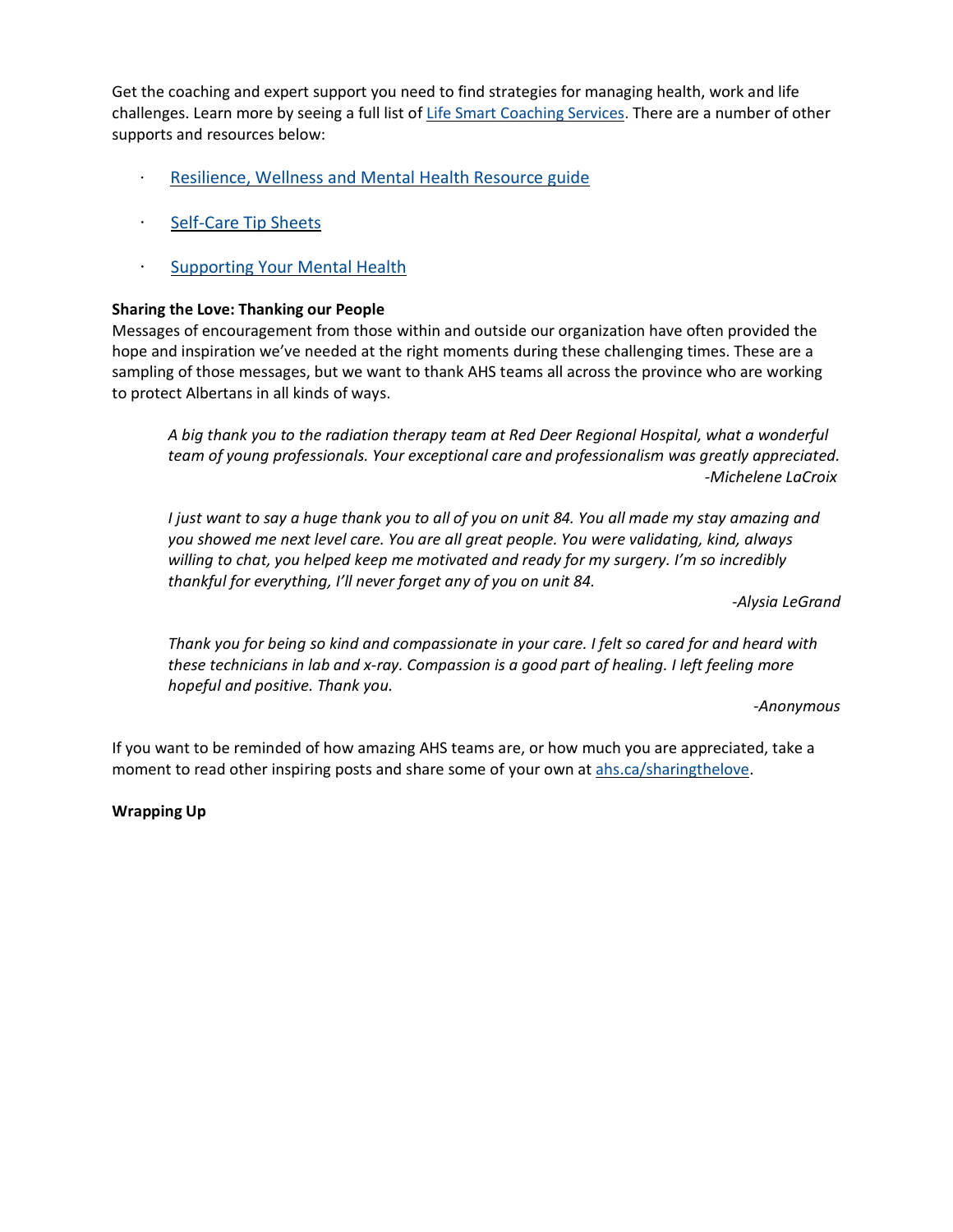Get the coaching and expert support you need to find strategies for managing health, work and life challenges. Learn more by seeing a full list of Life Smart Coaching Services. There are a number of other supports and resources below:

- Resilience, Wellness and Mental Health Resource guide
- Self-Care Tip Sheets
- Supporting Your Mental Health

**Sharing the Love: Thanking our People**

Messages of encouragement from those within and outside our organization have often provided the hope and inspiration we've needed at the right moments during these challenging times. These are a sampling of those messages, but we want to thank AHS teams all across the province who are working to protect Albertans in all kinds of ways.

> *A big thank you to the radiation therapy team at Red Deer Regional Hospital, what a wonderful team of young professionals. Your exceptional care and professionalism was greatly appreciated.*
>
> *-Michelene LaCroix*

> *I just want to say a huge thank you to all of you on unit 84. You all made my stay amazing and you showed me next level care. You are all great people. You were validating, kind, always willing to chat, you helped keep me motivated and ready for my surgery. I'm so incredibly thankful for everything, I'll never forget any of you on unit 84.*
>
> *-Alysia LeGrand*

> *Thank you for being so kind and compassionate in your care. I felt so cared for and heard with these technicians in lab and x-ray. Compassion is a good part of healing. I left feeling more hopeful and positive. Thank you.*
>
> *-Anonymous*

If you want to be reminded of how amazing AHS teams are, or how much you are appreciated, take a moment to read other inspiring posts and share some of your own at ahs.ca/sharingthelove.

**Wrapping Up**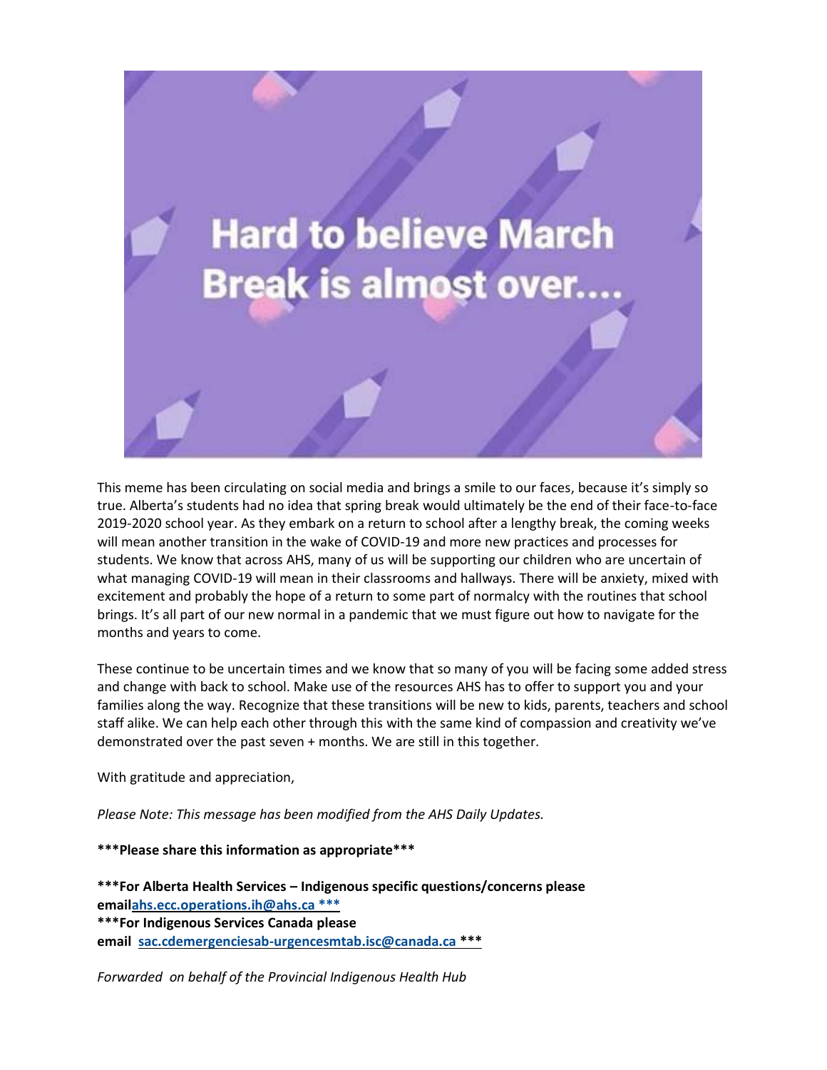Hard to believe March Break is almost over....

This meme has been circulating on social media and brings a smile to our faces, because it's simply so true. Alberta's students had no idea that spring break would ultimately be the end of their face-to-face 2019-2020 school year. As they embark on a return to school after a lengthy break, the coming weeks will mean another transition in the wake of COVID-19 and more new practices and processes for students. We know that across AHS, many of us will be supporting our children who are uncertain of what managing COVID-19 will mean in their classrooms and hallways. There will be anxiety, mixed with excitement and probably the hope of a return to some part of normalcy with the routines that school brings. It's all part of our new normal in a pandemic that we must figure out how to navigate for the months and years to come.

These continue to be uncertain times and we know that so many of you will be facing some added stress and change with back to school. Make use of the resources AHS has to offer to support you and your families along the way. Recognize that these transitions will be new to kids, parents, teachers and school staff alike. We can help each other through this with the same kind of compassion and creativity we've demonstrated over the past seven + months. We are still in this together.

With gratitude and appreciation,

*Please Note: This message has been modified from the AHS Daily Updates.*

**\*\*\*Please share this information as appropriate\*\*\***

**\*\*\*For Alberta Health Services – Indigenous specific questions/concerns please emailahs.ecc.operations.ih@ahs.ca \*\*\***
**\*\*\*For Indigenous Services Canada please email sac.cdemergenciesab-urgencesmtab.isc@canada.ca \*\*\***

*Forwarded on behalf of the Provincial Indigenous Health Hub*